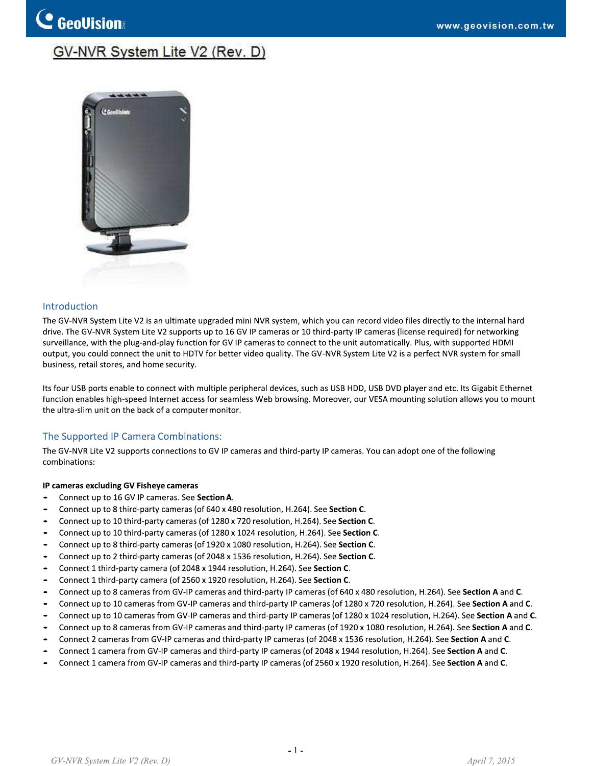# GV-NVR System Lite V2 (Rev. D)

## Introduction

The GV-NVR System Lite V2 is an ultimate upgraded mini NVR system, which you can record video files directly to the internal hard drive. The GV-NVR System Lite V2 supports up to 16 GV IP cameras or 10 third-party IP cameras (license required) for networking surveillance, with the plug-and-play function for GV IP cameras to connect to the unit automatically. Plus, with supported HDMI output, you could connect the unit to HDTV for better video quality. The GV-NVR System Lite V2 is a perfect NVR system for small business, retail stores, and home security.

Its four USB ports enable to connect with multiple peripheral devices, such as USB HDD, USB DVD player and etc. Its Gigabit Ethernet function enables high-speed Internet access for seamless Web browsing. Moreover, our VESA mounting solution allows you to mount the ultra-slim unit on the back of a computer monitor.

## The Supported IP Camera Combinations:

The GV-NVR Lite V2 supports connections to GV IP cameras and third-party IP cameras. You can adopt one of the following combinations:

**IP cameras excluding GV Fisheye cameras**

- Connect up to 16 GV IP cameras. See **Section A**.
- Connect up to 8 third-party cameras (of 640 x 480 resolution, H.264). See **Section C**.
- Connect up to 10 third-party cameras (of 1280 x 720 resolution, H.264). See **Section C**.
- Connect up to 10 third-party cameras (of 1280 x 1024 resolution, H.264). See **Section C**.
- Connect up to 8 third-party cameras (of 1920 x 1080 resolution, H.264). See **Section C**.
- Connect up to 2 third-party cameras (of 2048 x 1536 resolution, H.264). See **Section C**.
- Connect 1 third-party camera (of 2048 x 1944 resolution, H.264). See **Section C**.
- Connect 1 third-party camera (of 2560 x 1920 resolution, H.264). See **Section C**.
- Connect up to 8 cameras from GV-IP cameras and third-party IP cameras (of 640 x 480 resolution, H.264). See **Section A** and **C**.
- Connect up to 10 cameras from GV-IP cameras and third-party IP cameras (of 1280 x 720 resolution, H.264). See **Section A** and **C**.
- Connect up to 10 cameras from GV-IP cameras and third-party IP cameras (of 1280 x 1024 resolution, H.264). See **Section A** and **C**.
- Connect up to 8 cameras from GV-IP cameras and third-party IP cameras (of 1920 x 1080 resolution, H.264). See **Section A** and **C**.
- Connect 2 cameras from GV-IP cameras and third-party IP cameras (of 2048 x 1536 resolution, H.264). See **Section A** and **C**.
- Connect 1 camera from GV-IP cameras and third-party IP cameras (of 2048 x 1944 resolution, H.264). See **Section A** and **C**.
- Connect 1 camera from GV-IP cameras and third-party IP cameras (of 2560 x 1920 resolution, H.264). See **Section A** and **C**.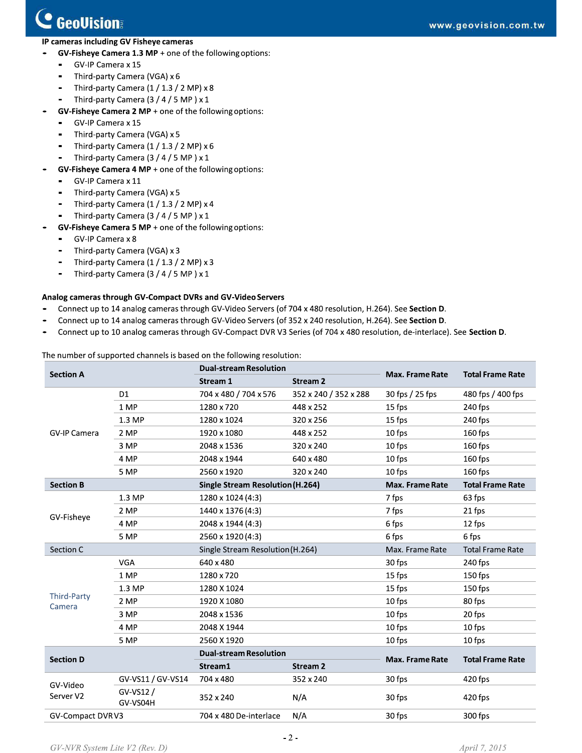**IP cameras including GV Fisheye cameras**

- **GV-Fisheye Camera 1.3 MP** + one of the following options:
  - GV-IP Camera x 15
  - Third-party Camera (VGA) x 6
  - Third-party Camera (1 / 1.3 / 2 MP) x 8
  - Third-party Camera (3 / 4 / 5 MP ) x 1
- **GV-Fisheye Camera 2 MP** + one of the following options:
  - GV-IP Camera x 15
  - Third-party Camera (VGA) x 5
  - Third-party Camera (1 / 1.3 / 2 MP) x 6
  - Third-party Camera (3 / 4 / 5 MP ) x 1
- **GV-Fisheye Camera 4 MP** + one of the following options:
  - GV-IP Camera x 11
  - Third-party Camera (VGA) x 5
  - Third-party Camera (1 / 1.3 / 2 MP) x 4
  - Third-party Camera (3 / 4 / 5 MP ) x 1
- **GV-Fisheye Camera 5 MP** + one of the following options:
  - GV-IP Camera x 8
  - Third-party Camera (VGA) x 3
  - Third-party Camera (1 / 1.3 / 2 MP) x 3
  - Third-party Camera (3 / 4 / 5 MP ) x 1

**Analog cameras through GV-Compact DVRs and GV-Video Servers**

- Connect up to 14 analog cameras through GV-Video Servers (of 704 x 480 resolution, H.264). See **Section D**.
- Connect up to 14 analog cameras through GV-Video Servers (of 352 x 240 resolution, H.264). See **Section D**.
- Connect up to 10 analog cameras through GV-Compact DVR V3 Series (of 704 x 480 resolution, de-interlace). See **Section D**.

The number of supported channels is based on the following resolution:

| **Section A** | | **Dual-stream Resolution** | | **Max. Frame Rate** | **Total Frame Rate** |
|---|---|---|---|---|---|
| | | **Stream 1** | **Stream 2** | | |
| GV-IP Camera | D1 | 704 x 480 / 704 x 576 | 352 x 240 / 352 x 288 | 30 fps / 25 fps | 480 fps / 400 fps |
| | 1 MP | 1280 x 720 | 448 x 252 | 15 fps | 240 fps |
| | 1.3 MP | 1280 x 1024 | 320 x 256 | 15 fps | 240 fps |
| | 2 MP | 1920 x 1080 | 448 x 252 | 10 fps | 160 fps |
| | 3 MP | 2048 x 1536 | 320 x 240 | 10 fps | 160 fps |
| | 4 MP | 2048 x 1944 | 640 x 480 | 10 fps | 160 fps |
| | 5 MP | 2560 x 1920 | 320 x 240 | 10 fps | 160 fps |
| **Section B** | | **Single Stream Resolution (H.264)** | | **Max. Frame Rate** | **Total Frame Rate** |
| GV-Fisheye | 1.3 MP | 1280 x 1024 (4:3) | | 7 fps | 63 fps |
| | 2 MP | 1440 x 1376 (4:3) | | 7 fps | 21 fps |
| | 4 MP | 2048 x 1944 (4:3) | | 6 fps | 12 fps |
| | 5 MP | 2560 x 1920 (4:3) | | 6 fps | 6 fps |
| Section C | | Single Stream Resolution (H.264) | | Max. Frame Rate | Total Frame Rate |
| Third-Party Camera | VGA | 640 x 480 | | 30 fps | 240 fps |
| | 1 MP | 1280 x 720 | | 15 fps | 150 fps |
| | 1.3 MP | 1280 X 1024 | | 15 fps | 150 fps |
| | 2 MP | 1920 X 1080 | | 10 fps | 80 fps |
| | 3 MP | 2048 x 1536 | | 10 fps | 20 fps |
| | 4 MP | 2048 X 1944 | | 10 fps | 10 fps |
| | 5 MP | 2560 X 1920 | | 10 fps | 10 fps |
| **Section D** | | **Dual-stream Resolution** | | **Max. Frame Rate** | **Total Frame Rate** |
| | | **Stream1** | **Stream 2** | | |
| GV-Video Server V2 | GV-VS11 / GV-VS14 | 704 x 480 | 352 x 240 | 30 fps | 420 fps |
| | GV-VS12 / GV-VS04H | 352 x 240 | N/A | 30 fps | 420 fps |
| GV-Compact DVR V3 | | 704 x 480 De-interlace | N/A | 30 fps | 300 fps |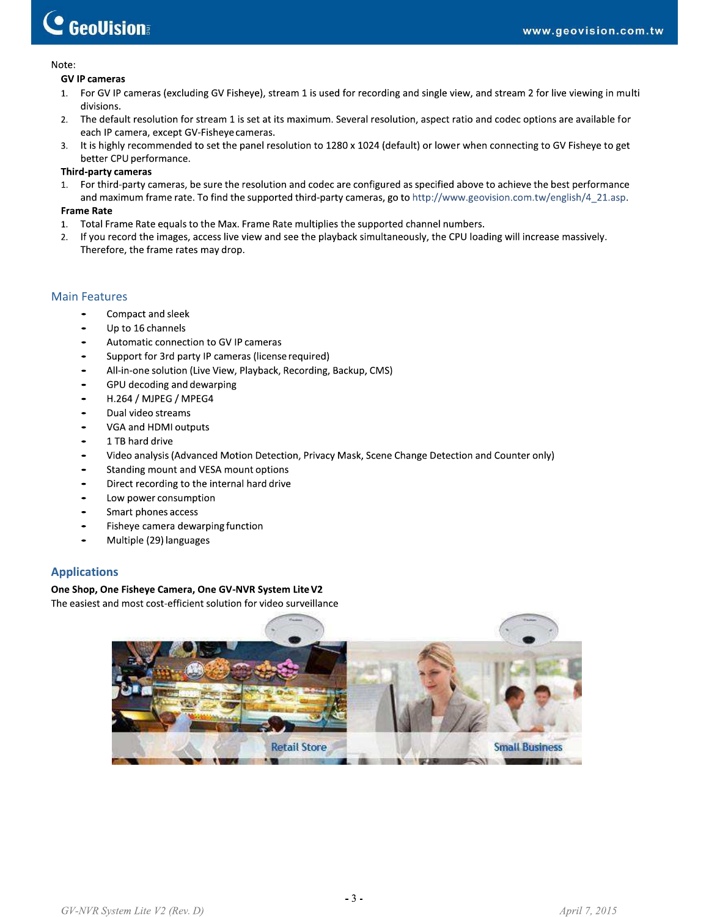Note:

**GV IP cameras**

1. For GV IP cameras (excluding GV Fisheye), stream 1 is used for recording and single view, and stream 2 for live viewing in multi divisions.
2. The default resolution for stream 1 is set at its maximum. Several resolution, aspect ratio and codec options are available for each IP camera, except GV-Fisheye cameras.
3. It is highly recommended to set the panel resolution to 1280 x 1024 (default) or lower when connecting to GV Fisheye to get better CPU performance.

**Third-party cameras**

1. For third-party cameras, be sure the resolution and codec are configured as specified above to achieve the best performance and maximum frame rate. To find the supported third-party cameras, go to http://www.geovision.com.tw/english/4_21.asp.

**Frame Rate**

1. Total Frame Rate equals to the Max. Frame Rate multiplies the supported channel numbers.
2. If you record the images, access live view and see the playback simultaneously, the CPU loading will increase massively. Therefore, the frame rates may drop.

## Main Features

- Compact and sleek
- Up to 16 channels
- Automatic connection to GV IP cameras
- Support for 3rd party IP cameras (license required)
- All-in-one solution (Live View, Playback, Recording, Backup, CMS)
- GPU decoding and dewarping
- H.264 / MJPEG / MPEG4
- Dual video streams
- VGA and HDMI outputs
- 1 TB hard drive
- Video analysis (Advanced Motion Detection, Privacy Mask, Scene Change Detection and Counter only)
- Standing mount and VESA mount options
- Direct recording to the internal hard drive
- Low power consumption
- Smart phones access
- Fisheye camera dewarping function
- Multiple (29) languages

## Applications

**One Shop, One Fisheye Camera, One GV-NVR System Lite V2**

The easiest and most cost-efficient solution for video surveillance

Retail Store

Small Business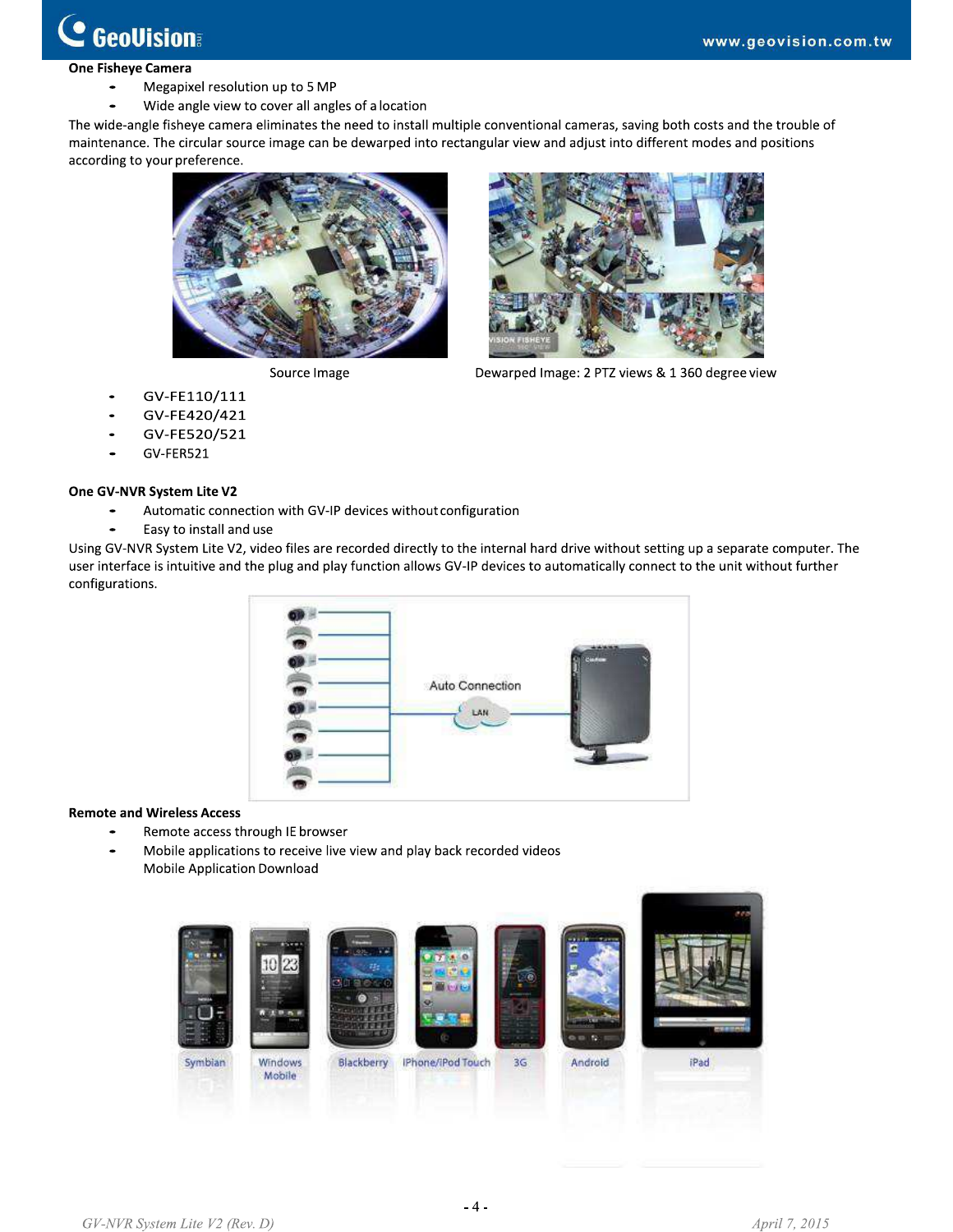**One Fisheye Camera**

- Megapixel resolution up to 5 MP
- Wide angle view to cover all angles of a location

The wide-angle fisheye camera eliminates the need to install multiple conventional cameras, saving both costs and the trouble of maintenance. The circular source image can be dewarped into rectangular view and adjust into different modes and positions according to your preference.

Source Image

Dewarped Image: 2 PTZ views & 1 360 degree view

- GV-FE110/111
- GV-FE420/421
- GV-FE520/521
- GV-FER521

**One GV-NVR System Lite V2**

- Automatic connection with GV-IP devices without configuration
- Easy to install and use

Using GV-NVR System Lite V2, video files are recorded directly to the internal hard drive without setting up a separate computer. The user interface is intuitive and the plug and play function allows GV-IP devices to automatically connect to the unit without further configurations.

**Remote and Wireless Access**

- Remote access through IE browser
- Mobile applications to receive live view and play back recorded videos
  Mobile Application Download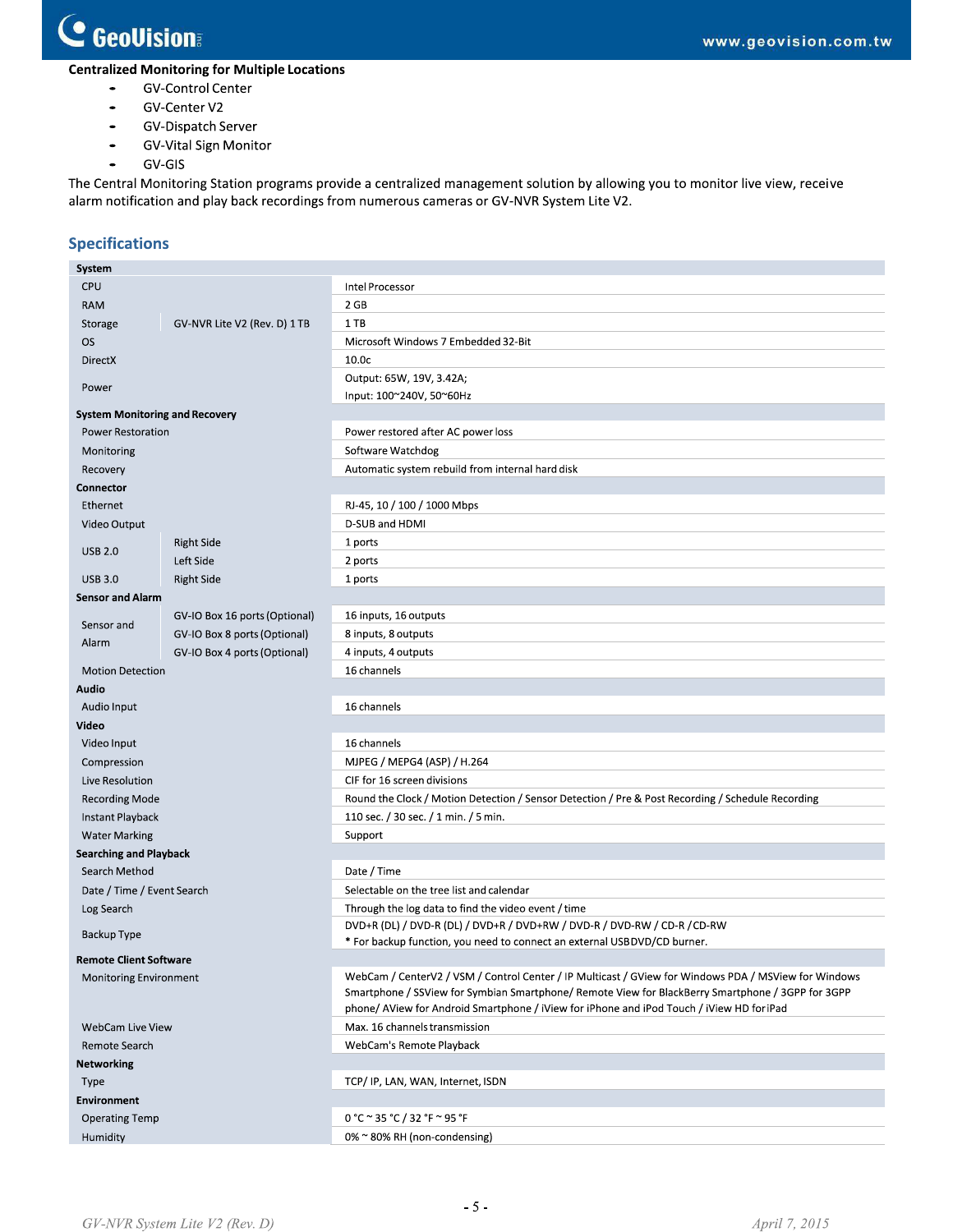**Centralized Monitoring for Multiple Locations**

- GV-Control Center
- GV-Center V2
- GV-Dispatch Server
- GV-Vital Sign Monitor
- GV-GIS

The Central Monitoring Station programs provide a centralized management solution by allowing you to monitor live view, receive alarm notification and play back recordings from numerous cameras or GV-NVR System Lite V2.

## Specifications

| | | |
|---|---|---|
| **System** | | |
| CPU | | Intel Processor |
| RAM | | 2 GB |
| Storage | GV-NVR Lite V2 (Rev. D) 1 TB | 1 TB |
| OS | | Microsoft Windows 7 Embedded 32-Bit |
| DirectX | | 10.0c |
| Power | | Output: 65W, 19V, 3.42A;<br>Input: 100~240V, 50~60Hz |
| **System Monitoring and Recovery** | | |
| Power Restoration | | Power restored after AC power loss |
| Monitoring | | Software Watchdog |
| Recovery | | Automatic system rebuild from internal hard disk |
| **Connector** | | |
| Ethernet | | RJ-45, 10 / 100 / 1000 Mbps |
| Video Output | | D-SUB and HDMI |
| USB 2.0 | Right Side | 1 ports |
| | Left Side | 2 ports |
| USB 3.0 | Right Side | 1 ports |
| **Sensor and Alarm** | | |
| Sensor and Alarm | GV-IO Box 16 ports (Optional) | 16 inputs, 16 outputs |
| | GV-IO Box 8 ports (Optional) | 8 inputs, 8 outputs |
| | GV-IO Box 4 ports (Optional) | 4 inputs, 4 outputs |
| Motion Detection | | 16 channels |
| **Audio** | | |
| Audio Input | | 16 channels |
| **Video** | | |
| Video Input | | 16 channels |
| Compression | | MJPEG / MEPG4 (ASP) / H.264 |
| Live Resolution | | CIF for 16 screen divisions |
| Recording Mode | | Round the Clock / Motion Detection / Sensor Detection / Pre & Post Recording / Schedule Recording |
| Instant Playback | | 110 sec. / 30 sec. / 1 min. / 5 min. |
| Water Marking | | Support |
| **Searching and Playback** | | |
| Search Method | | Date / Time |
| Date / Time / Event Search | | Selectable on the tree list and calendar |
| Log Search | | Through the log data to find the video event / time |
| Backup Type | | DVD+R (DL) / DVD-R (DL) / DVD+R / DVD+RW / DVD-R / DVD-RW / CD-R / CD-RW<br>* For backup function, you need to connect an external USB DVD/CD burner. |
| **Remote Client Software** | | |
| Monitoring Environment | | WebCam / CenterV2 / VSM / Control Center / IP Multicast / GView for Windows PDA / MSView for Windows Smartphone / SSView for Symbian Smartphone/ Remote View for BlackBerry Smartphone / 3GPP for 3GPP phone/ AView for Android Smartphone / iView for iPhone and iPod Touch / iView HD for iPad |
| WebCam Live View | | Max. 16 channels transmission |
| Remote Search | | WebCam's Remote Playback |
| **Networking** | | |
| Type | | TCP/ IP, LAN, WAN, Internet, ISDN |
| **Environment** | | |
| Operating Temp | | 0 °C ~ 35 °C / 32 °F ~ 95 °F |
| Humidity | | 0% ~ 80% RH (non-condensing) |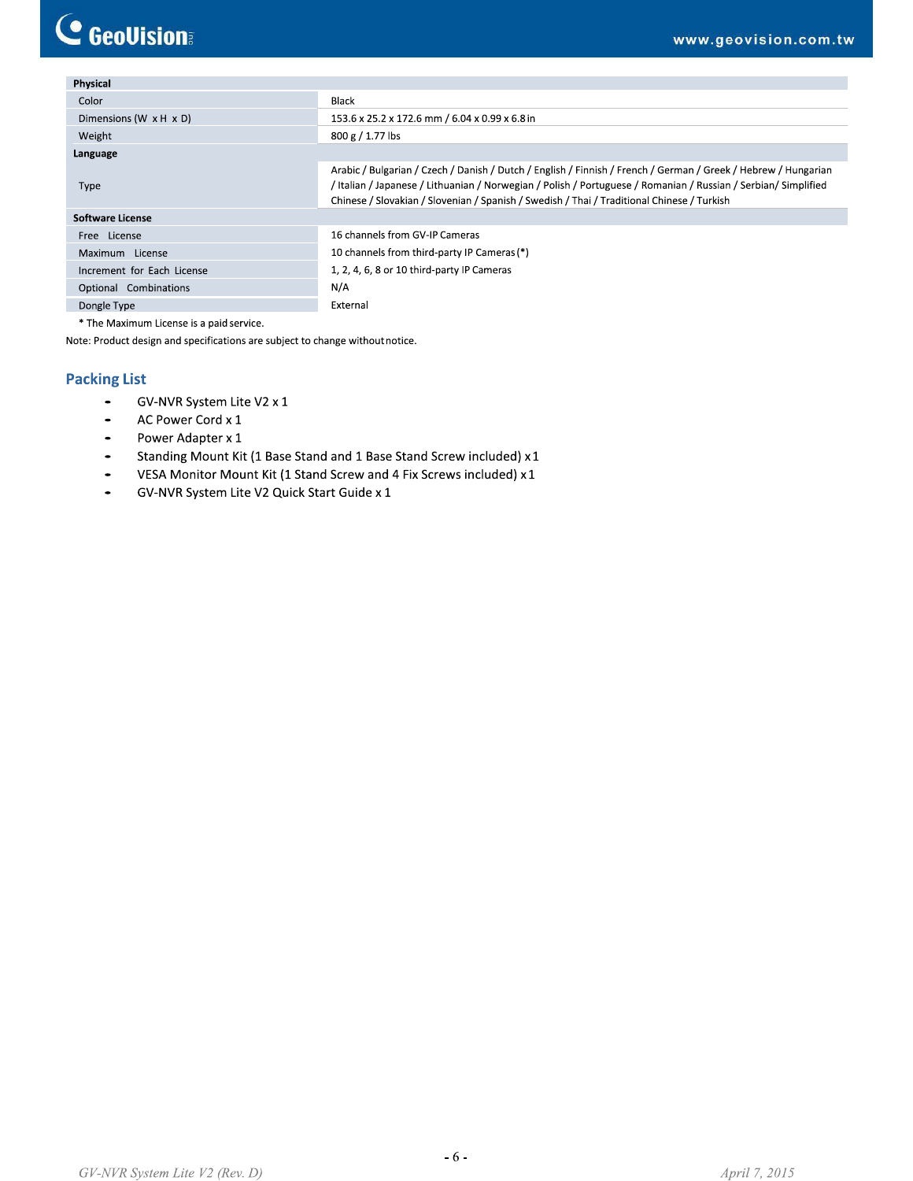| | |
|---|---|
| **Physical** | |
| Color | Black |
| Dimensions (W x H x D) | 153.6 x 25.2 x 172.6 mm / 6.04 x 0.99 x 6.8 in |
| Weight | 800 g / 1.77 lbs |
| **Language** | |
| Type | Arabic / Bulgarian / Czech / Danish / Dutch / English / Finnish / French / German / Greek / Hebrew / Hungarian / Italian / Japanese / Lithuanian / Norwegian / Polish / Portuguese / Romanian / Russian / Serbian/ Simplified Chinese / Slovakian / Slovenian / Spanish / Swedish / Thai / Traditional Chinese / Turkish |
| **Software License** | |
| Free License | 16 channels from GV-IP Cameras |
| Maximum License | 10 channels from third-party IP Cameras (*) |
| Increment for Each License | 1, 2, 4, 6, 8 or 10 third-party IP Cameras |
| Optional Combinations | N/A |
| Dongle Type | External |

* The Maximum License is a paid service.

Note: Product design and specifications are subject to change without notice.

## Packing List

- GV-NVR System Lite V2 x 1
- AC Power Cord x 1
- Power Adapter x 1
- Standing Mount Kit (1 Base Stand and 1 Base Stand Screw included) x 1
- VESA Monitor Mount Kit (1 Stand Screw and 4 Fix Screws included) x 1
- GV-NVR System Lite V2 Quick Start Guide x 1